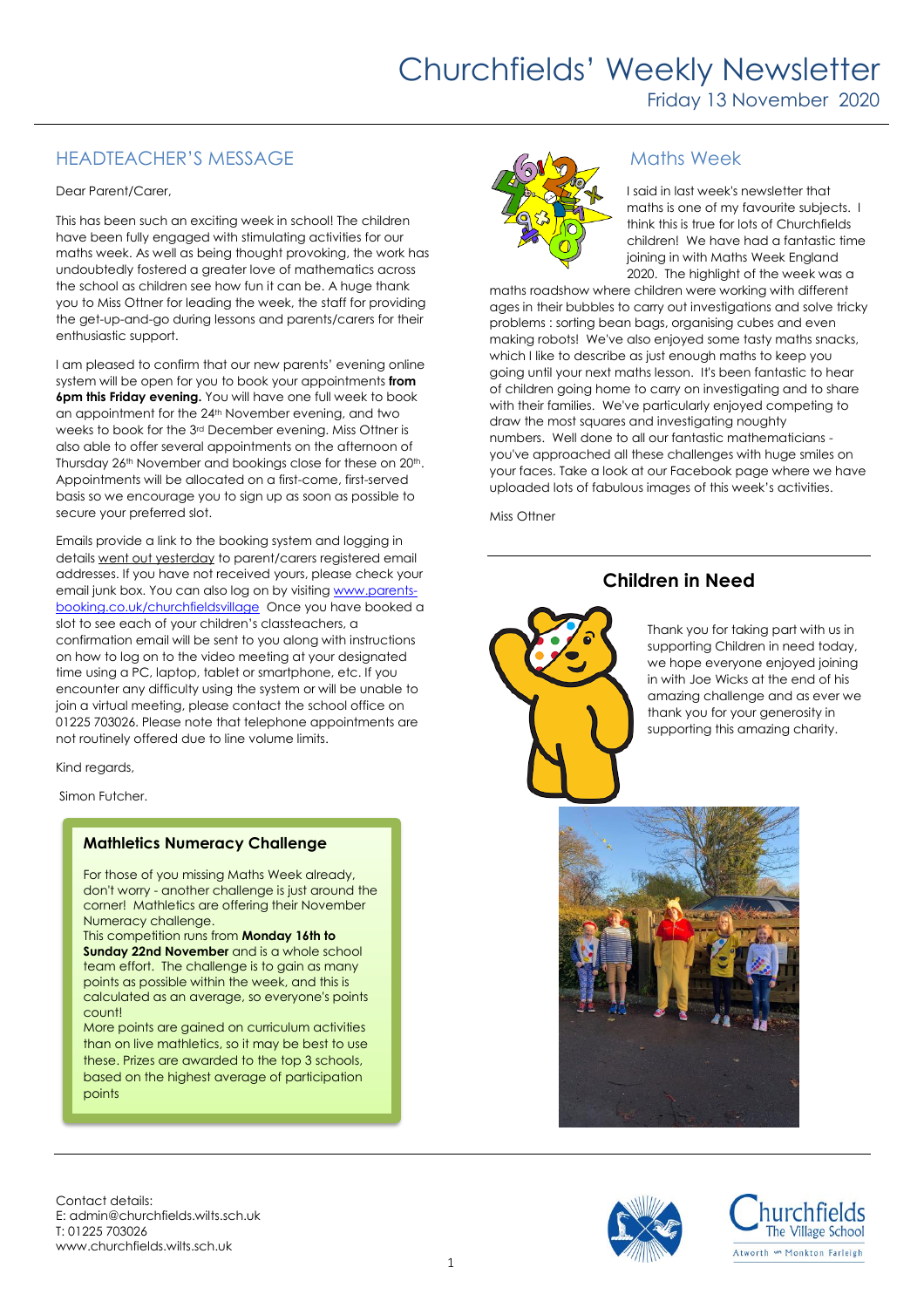# Churchfields' Weekly Newsletter

Friday 13 November 2020

## HEADTEACHER'S MESSAGE

Dear Parent/Carer,

This has been such an exciting week in school! The children have been fully engaged with stimulating activities for our maths week. As well as being thought provoking, the work has undoubtedly fostered a greater love of mathematics across the school as children see how fun it can be. A huge thank you to Miss Ottner for leading the week, the staff for providing the get-up-and-go during lessons and parents/carers for their enthusiastic support.

I am pleased to confirm that our new parents' evening online system will be open for you to book your appointments **from 6pm this Friday evening.** You will have one full week to book an appointment for the 24th November evening, and two weeks to book for the 3rd December evening. Miss Ottner is also able to offer several appointments on the afternoon of Thursday 26th November and bookings close for these on 20th. Appointments will be allocated on a first-come, first-served basis so we encourage you to sign up as soon as possible to secure your preferred slot.

Emails provide a link to the booking system and logging in details went out yesterday to parent/carers registered email addresses. If you have not received yours, please check your email junk box. You can also log on by visiting www.parents-booking.co.uk/churchfieldsvillage Once you have booked a slot to see each of your children's classteachers, a confirmation email will be sent to you along with instructions on how to log on to the video meeting at your designated time using a PC, laptop, tablet or smartphone, etc. If you encounter any difficulty using the system or will be unable to join a virtual meeting, please contact the school office on 01225 703026. Please note that telephone appointments are not routinely offered due to line volume limits.

Kind regards,

Simon Futcher.

### Mathletics Numeracy Challenge

For those of you missing Maths Week already, don't worry - another challenge is just around the corner! Mathletics are offering their November Numeracy challenge.

This competition runs from **Monday 16th to Sunday 22nd November** and is a whole school team effort. The challenge is to gain as many points as possible within the week, and this is calculated as an average, so everyone's points count!

More points are gained on curriculum activities than on live mathletics, so it may be best to use these. Prizes are awarded to the top 3 schools, based on the highest average of participation points

## Maths Week

I said in last week's newsletter that maths is one of my favourite subjects. I think this is true for lots of Churchfields children! We have had a fantastic time joining in with Maths Week England 2020. The highlight of the week was a maths roadshow where children were working with different ages in their bubbles to carry out investigations and solve tricky problems : sorting bean bags, organising cubes and even making robots! We've also enjoyed some tasty maths snacks, which I like to describe as just enough maths to keep you going until your next maths lesson. It's been fantastic to hear of children going home to carry on investigating and to share with their families. We've particularly enjoyed competing to draw the most squares and investigating noughty numbers. Well done to all our fantastic mathematicians - you've approached all these challenges with huge smiles on your faces. Take a look at our Facebook page where we have uploaded lots of fabulous images of this week's activities.

Miss Ottner

## Children in Need

Thank you for taking part with us in supporting Children in need today, we hope everyone enjoyed joining in with Joe Wicks at the end of his amazing challenge and as ever we thank you for your generosity in supporting this amazing charity.

Contact details:
E: admin@churchfields.wilts.sch.uk
T: 01225 703026
www.churchfields.wilts.sch.uk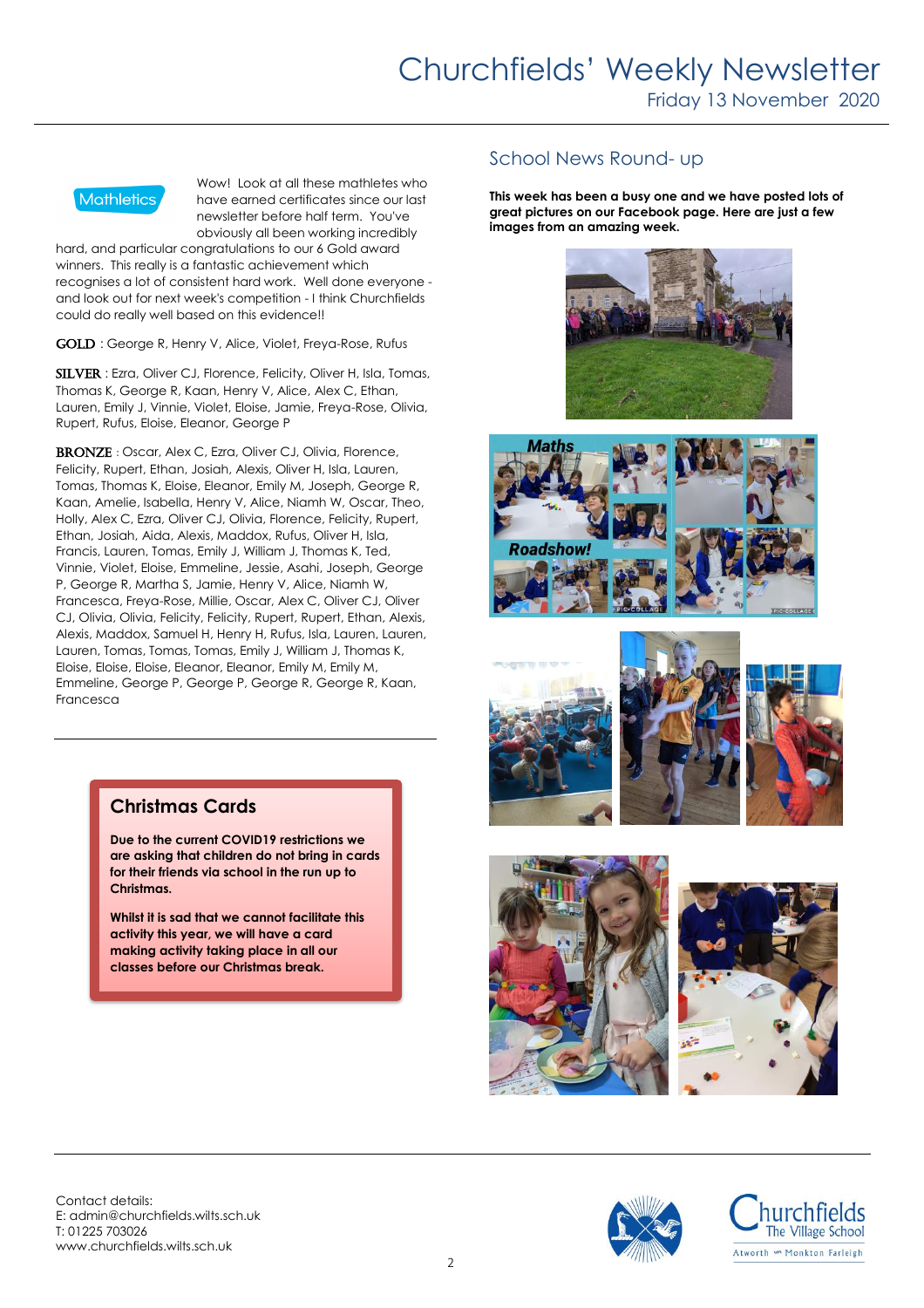# Churchfields' Weekly Newsletter

Friday 13 November 2020

Mathletics

Wow! Look at all these mathletes who have earned certificates since our last newsletter before half term. You've obviously all been working incredibly hard, and particular congratulations to our 6 Gold award winners. This really is a fantastic achievement which recognises a lot of consistent hard work. Well done everyone - and look out for next week's competition - I think Churchfields could do really well based on this evidence!!

GOLD : George R, Henry V, Alice, Violet, Freya-Rose, Rufus

SILVER : Ezra, Oliver CJ, Florence, Felicity, Oliver H, Isla, Tomas, Thomas K, George R, Kaan, Henry V, Alice, Alex C, Ethan, Lauren, Emily J, Vinnie, Violet, Eloise, Jamie, Freya-Rose, Olivia, Rupert, Rufus, Eloise, Eleanor, George P

BRONZE : Oscar, Alex C, Ezra, Oliver CJ, Olivia, Florence, Felicity, Rupert, Ethan, Josiah, Alexis, Oliver H, Isla, Lauren, Tomas, Thomas K, Eloise, Eleanor, Emily M, Joseph, George R, Kaan, Amelie, Isabella, Henry V, Alice, Niamh W, Oscar, Theo, Holly, Alex C, Ezra, Oliver CJ, Olivia, Florence, Felicity, Rupert, Ethan, Josiah, Aida, Alexis, Maddox, Rufus, Oliver H, Isla, Francis, Lauren, Tomas, Emily J, William J, Thomas K, Ted, Vinnie, Violet, Eloise, Emmeline, Jessie, Asahi, Joseph, George P, George R, Martha S, Jamie, Henry V, Alice, Niamh W, Francesca, Freya-Rose, Millie, Oscar, Alex C, Oliver CJ, Oliver CJ, Olivia, Olivia, Felicity, Felicity, Rupert, Rupert, Ethan, Alexis, Alexis, Maddox, Samuel H, Henry H, Rufus, Isla, Lauren, Lauren, Lauren, Tomas, Tomas, Tomas, Emily J, William J, Thomas K, Eloise, Eloise, Eloise, Eleanor, Eleanor, Emily M, Emily M, Emmeline, George P, George P, George R, George R, Kaan, Francesca

## Christmas Cards

**Due to the current COVID19 restrictions we are asking that children do not bring in cards for their friends via school in the run up to Christmas.**

**Whilst it is sad that we cannot facilitate this activity this year, we will have a card making activity taking place in all our classes before our Christmas break.**

## School News Round- up

**This week has been a busy one and we have posted lots of great pictures on our Facebook page. Here are just a few images from an amazing week.**

Contact details:
E: admin@churchfields.wilts.sch.uk
T: 01225 703026
www.churchfields.wilts.sch.uk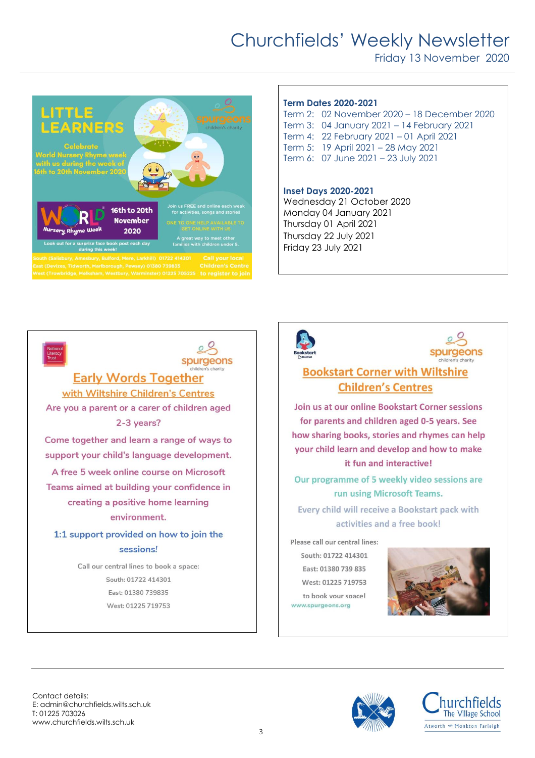# Churchfields' Weekly Newsletter

Friday 13 November 2020

## LITTLE LEARNERS

spurgeons children's charity

Celebrate World Nursery Rhyme week with us during the week of 16th to 20th November 2020

WORLD Nursery Rhyme Week

16th to 20th November 2020

Join us FREE and online each week for activities, songs and stories

ONE TO ONE HELP AVAILABLE TO GET ONLINE WITH US

A great way to meet other families with children under 5.

Look out for a surprise face book post each day during this week!

South (Salisbury, Amesbury, Bulford, Mere, Larkhill) 01722 414301
East (Devizes, Tidworth, Marlborough, Pewsey) 01380 739835
West (Trowbridge, Melksham, Westbury, Warminster) 01225 705225

Call your local Children's Centre to register to join

**Term Dates 2020-2021**

Term 2: 02 November 2020 – 18 December 2020
Term 3: 04 January 2021 – 14 February 2021
Term 4: 22 February 2021 – 01 April 2021
Term 5: 19 April 2021 – 28 May 2021
Term 6: 07 June 2021 – 23 July 2021

**Inset Days 2020-2021**

Wednesday 21 October 2020
Monday 04 January 2021
Thursday 01 April 2021
Thursday 22 July 2021
Friday 23 July 2021

National Literacy Trust

spurgeons children's charity

## Early Words Together

### with Wiltshire Children's Centres

Are you a parent or a carer of children aged 2-3 years?

Come together and learn a range of ways to support your child's language development.

A free 5 week online course on Microsoft Teams aimed at building your confidence in creating a positive home learning environment.

1:1 support provided on how to join the sessions!

Call our central lines to book a space:
South: 01722 414301
East: 01380 739835
West: 01225 719753

Bookstart

spurgeons children's charity

## Bookstart Corner with Wiltshire Children's Centres

Join us at our online Bookstart Corner sessions for parents and children aged 0-5 years. See how sharing books, stories and rhymes can help your child learn and develop and how to make it fun and interactive!

Our programme of 5 weekly video sessions are run using Microsoft Teams.

Every child will receive a Bookstart pack with activities and a free book!

Please call our central lines:
South: 01722 414301
East: 01380 739 835
West: 01225 719753
to book your space!

www.spurgeons.org

Contact details:
E: admin@churchfields.wilts.sch.uk
T: 01225 703026
www.churchfields.wilts.sch.uk

Churchfields The Village School
Atworth & Monkton Farleigh